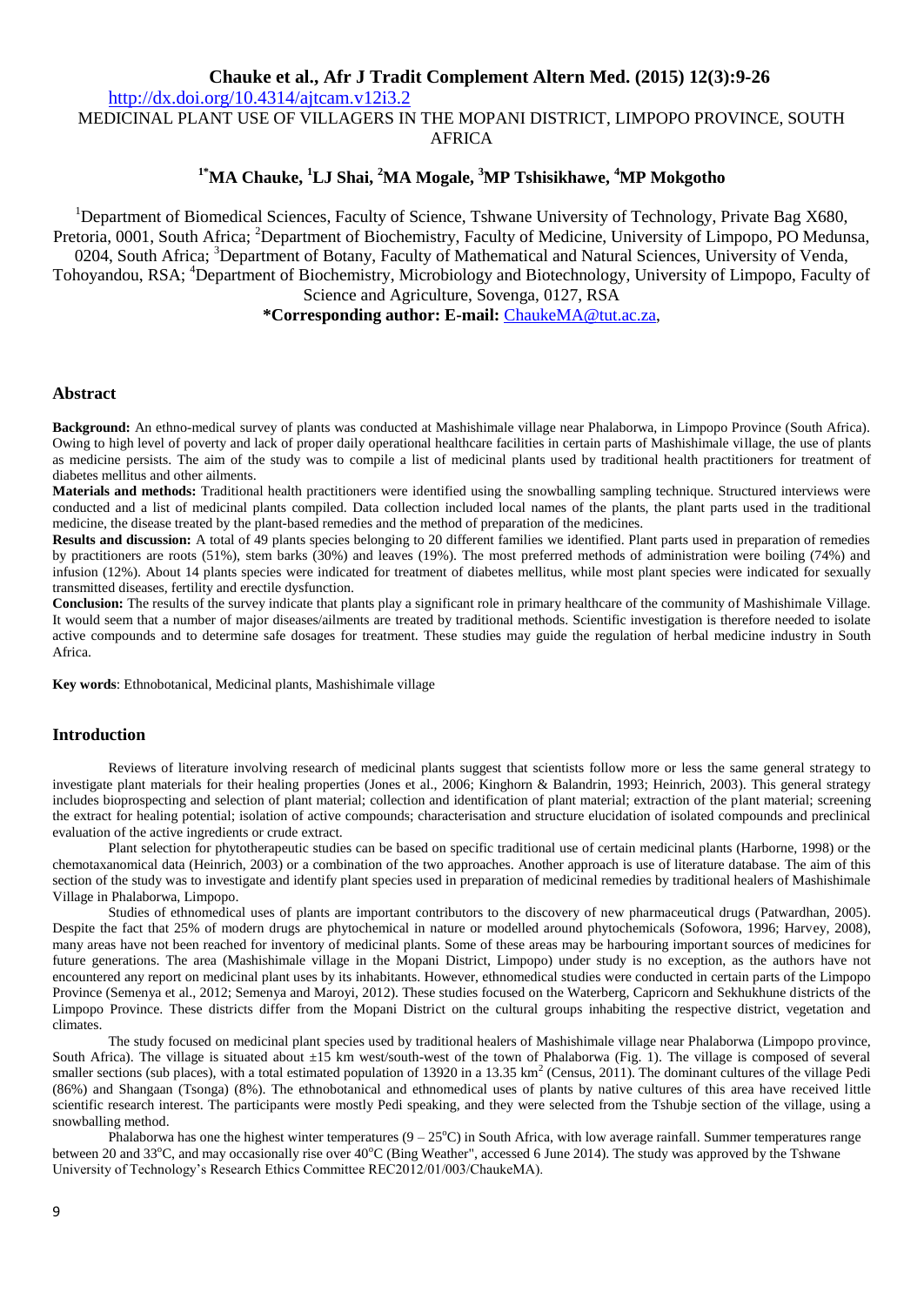http://dx.doi.org/10.4314/ajtcam.v12i3.2

# MEDICINAL PLANT USE OF VILLAGERS IN THE MOPANI DISTRICT, LIMPOPO PROVINCE, SOUTH AFRICA

**[1*]MA Chauke, [1]LJ Shai, [2]MA Mogale, [3]MP Tshisikhawe, [4]MP Mokgotho**

[1]Department of Biomedical Sciences, Faculty of Science, Tshwane University of Technology, Private Bag X680, Pretoria, 0001, South Africa; [2]Department of Biochemistry, Faculty of Medicine, University of Limpopo, PO Medunsa, 0204, South Africa; [3]Department of Botany, Faculty of Mathematical and Natural Sciences, University of Venda, Tohoyandou, RSA; [4]Department of Biochemistry, Microbiology and Biotechnology, University of Limpopo, Faculty of Science and Agriculture, Sovenga, 0127, RSA

**\*Corresponding author: E-mail:** ChaukeMA@tut.ac.za,

## Abstract

**Background:** An ethno-medical survey of plants was conducted at Mashishimale village near Phalaborwa, in Limpopo Province (South Africa). Owing to high level of poverty and lack of proper daily operational healthcare facilities in certain parts of Mashishimale village, the use of plants as medicine persists. The aim of the study was to compile a list of medicinal plants used by traditional health practitioners for treatment of diabetes mellitus and other ailments.

**Materials and methods:** Traditional health practitioners were identified using the snowballing sampling technique. Structured interviews were conducted and a list of medicinal plants compiled. Data collection included local names of the plants, the plant parts used in the traditional medicine, the disease treated by the plant-based remedies and the method of preparation of the medicines.

**Results and discussion:** A total of 49 plants species belonging to 20 different families we identified. Plant parts used in preparation of remedies by practitioners are roots (51%), stem barks (30%) and leaves (19%). The most preferred methods of administration were boiling (74%) and infusion (12%). About 14 plants species were indicated for treatment of diabetes mellitus, while most plant species were indicated for sexually transmitted diseases, fertility and erectile dysfunction.

**Conclusion:** The results of the survey indicate that plants play a significant role in primary healthcare of the community of Mashishimale Village. It would seem that a number of major diseases/ailments are treated by traditional methods. Scientific investigation is therefore needed to isolate active compounds and to determine safe dosages for treatment. These studies may guide the regulation of herbal medicine industry in South Africa.

**Key words**: Ethnobotanical, Medicinal plants, Mashishimale village

## Introduction

Reviews of literature involving research of medicinal plants suggest that scientists follow more or less the same general strategy to investigate plant materials for their healing properties (Jones et al., 2006; Kinghorn & Balandrin, 1993; Heinrich, 2003). This general strategy includes bioprospecting and selection of plant material; collection and identification of plant material; extraction of the plant material; screening the extract for healing potential; isolation of active compounds; characterisation and structure elucidation of isolated compounds and preclinical evaluation of the active ingredients or crude extract.

Plant selection for phytotherapeutic studies can be based on specific traditional use of certain medicinal plants (Harborne, 1998) or the chemotaxanomical data (Heinrich, 2003) or a combination of the two approaches. Another approach is use of literature database. The aim of this section of the study was to investigate and identify plant species used in preparation of medicinal remedies by traditional healers of Mashishimale Village in Phalaborwa, Limpopo.

Studies of ethnomedical uses of plants are important contributors to the discovery of new pharmaceutical drugs (Patwardhan, 2005). Despite the fact that 25% of modern drugs are phytochemical in nature or modelled around phytochemicals (Sofowora, 1996; Harvey, 2008), many areas have not been reached for inventory of medicinal plants. Some of these areas may be harbouring important sources of medicines for future generations. The area (Mashishimale village in the Mopani District, Limpopo) under study is no exception, as the authors have not encountered any report on medicinal plant uses by its inhabitants. However, ethnomedical studies were conducted in certain parts of the Limpopo Province (Semenya et al., 2012; Semenya and Maroyi, 2012). These studies focused on the Waterberg, Capricorn and Sekhukhune districts of the Limpopo Province. These districts differ from the Mopani District on the cultural groups inhabiting the respective district, vegetation and climates.

The study focused on medicinal plant species used by traditional healers of Mashishimale village near Phalaborwa (Limpopo province, South Africa). The village is situated about ±15 km west/south-west of the town of Phalaborwa (Fig. 1). The village is composed of several smaller sections (sub places), with a total estimated population of 13920 in a 13.35 $km^2$ (Census, 2011). The dominant cultures of the village Pedi (86%) and Shangaan (Tsonga) (8%). The ethnobotanical and ethnomedical uses of plants by native cultures of this area have received little scientific research interest. The participants were mostly Pedi speaking, and they were selected from the Tshubje section of the village, using a snowballing method.

Phalaborwa has one the highest winter temperatures (9 – 25$^{o}$C) in South Africa, with low average rainfall. Summer temperatures range between 20 and 33$^{o}$C, and may occasionally rise over 40$^{o}$C (Bing Weather", accessed 6 June 2014). The study was approved by the Tshwane University of Technology's Research Ethics Committee REC2012/01/003/ChaukeMA).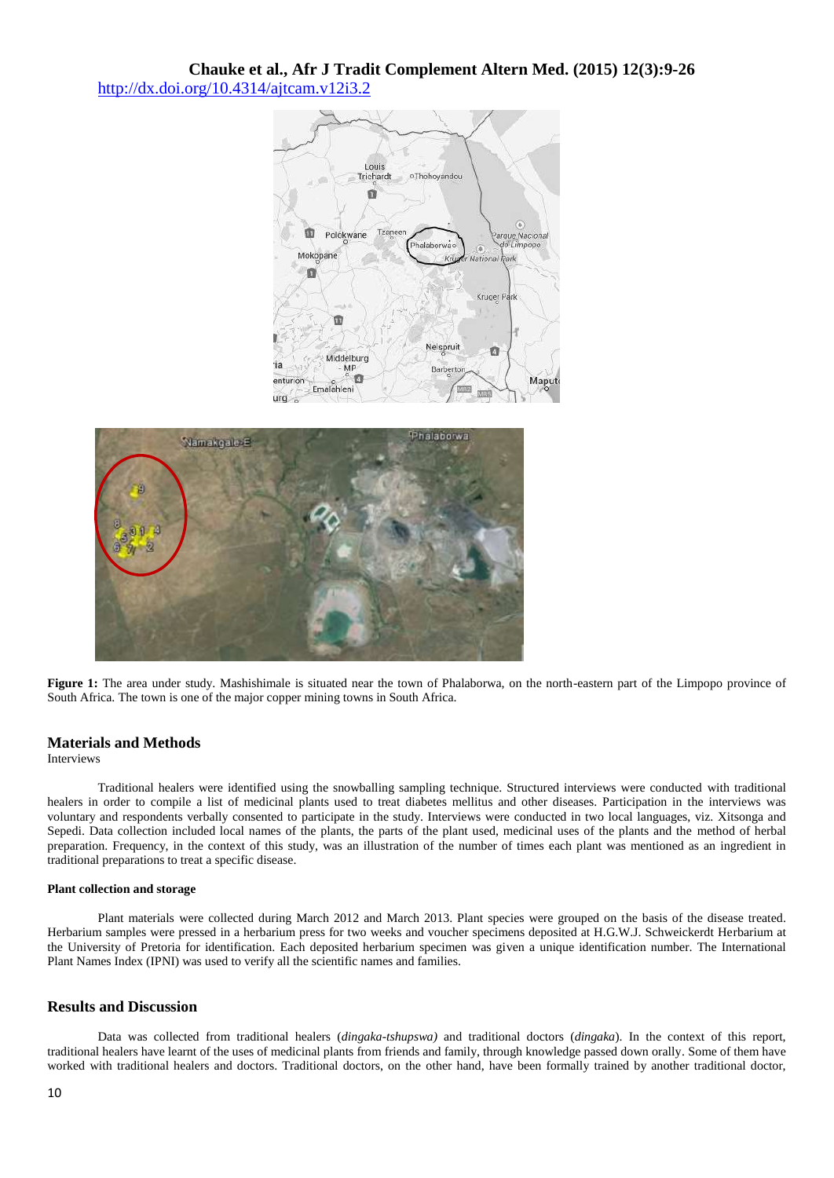Figure 1: The area under study. Mashishimale is situated near the town of Phalaborwa, on the north-eastern part of the Limpopo province of South Africa. The town is one of the major copper mining towns in South Africa.

## Materials and Methods

Interviews

Traditional healers were identified using the snowballing sampling technique. Structured interviews were conducted with traditional healers in order to compile a list of medicinal plants used to treat diabetes mellitus and other diseases. Participation in the interviews was voluntary and respondents verbally consented to participate in the study. Interviews were conducted in two local languages, viz. Xitsonga and Sepedi. Data collection included local names of the plants, the parts of the plant used, medicinal uses of the plants and the method of herbal preparation. Frequency, in the context of this study, was an illustration of the number of times each plant was mentioned as an ingredient in traditional preparations to treat a specific disease.

#### Plant collection and storage

Plant materials were collected during March 2012 and March 2013. Plant species were grouped on the basis of the disease treated. Herbarium samples were pressed in a herbarium press for two weeks and voucher specimens deposited at H.G.W.J. Schweickerdt Herbarium at the University of Pretoria for identification. Each deposited herbarium specimen was given a unique identification number. The International Plant Names Index (IPNI) was used to verify all the scientific names and families.

## Results and Discussion

Data was collected from traditional healers (*dingaka-tshupswa)* and traditional doctors (*dingaka*). In the context of this report, traditional healers have learnt of the uses of medicinal plants from friends and family, through knowledge passed down orally. Some of them have worked with traditional healers and doctors. Traditional doctors, on the other hand, have been formally trained by another traditional doctor,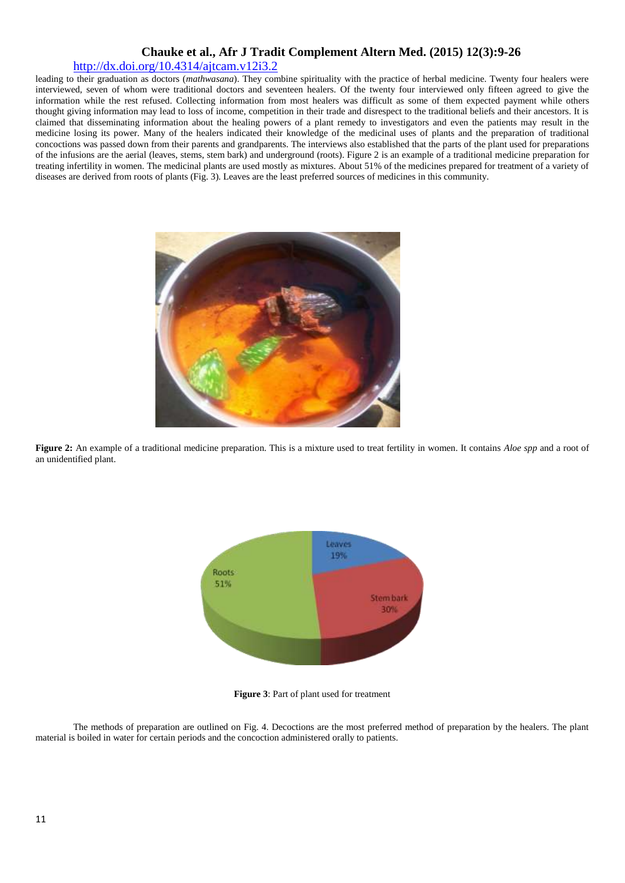leading to their graduation as doctors (*mathwasana*). They combine spirituality with the practice of herbal medicine. Twenty four healers were interviewed, seven of whom were traditional doctors and seventeen healers. Of the twenty four interviewed only fifteen agreed to give the information while the rest refused. Collecting information from most healers was difficult as some of them expected payment while others thought giving information may lead to loss of income, competition in their trade and disrespect to the traditional beliefs and their ancestors. It is claimed that disseminating information about the healing powers of a plant remedy to investigators and even the patients may result in the medicine losing its power. Many of the healers indicated their knowledge of the medicinal uses of plants and the preparation of traditional concoctions was passed down from their parents and grandparents. The interviews also established that the parts of the plant used for preparations of the infusions are the aerial (leaves, stems, stem bark) and underground (roots). Figure 2 is an example of a traditional medicine preparation for treating infertility in women. The medicinal plants are used mostly as mixtures. About 51% of the medicines prepared for treatment of a variety of diseases are derived from roots of plants (Fig. 3). Leaves are the least preferred sources of medicines in this community.

**Figure 2:** An example of a traditional medicine preparation. This is a mixture used to treat fertility in women. It contains *Aloe spp* and a root of an unidentified plant.

Leaves 19%, Stem bark 30%, Roots 51%

**Figure 3**: Part of plant used for treatment

The methods of preparation are outlined on Fig. 4. Decoctions are the most preferred method of preparation by the healers. The plant material is boiled in water for certain periods and the concoction administered orally to patients.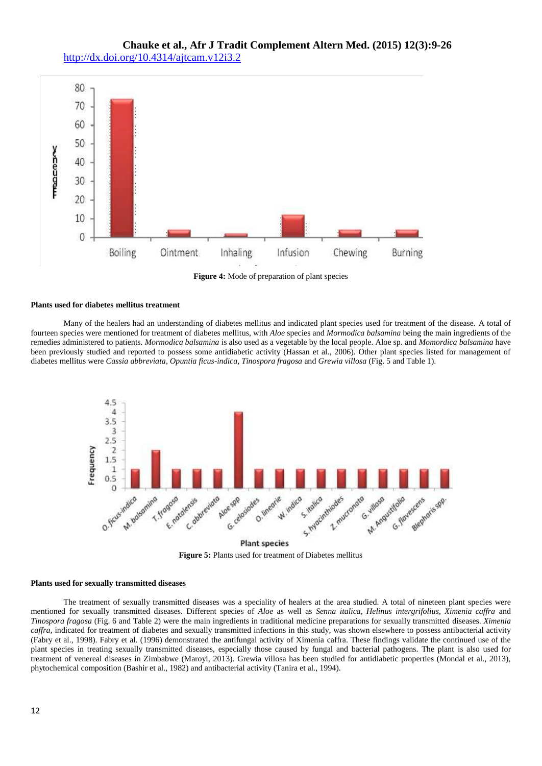Figure 4: Mode of preparation of plant species

### Plants used for diabetes mellitus treatment

Many of the healers had an understanding of diabetes mellitus and indicated plant species used for treatment of the disease. A total of fourteen species were mentioned for treatment of diabetes mellitus, with *Aloe* species and *Mormodica balsamina* being the main ingredients of the remedies administered to patients. *Mormodica balsamina* is also used as a vegetable by the local people. Aloe sp. and *Momordica balsamina* have been previously studied and reported to possess some antidiabetic activity (Hassan et al., 2006). Other plant species listed for management of diabetes mellitus were *Cassia abbreviata*, *Opuntia ficus-indica*, *Tinospora fragosa* and *Grewia villosa* (Fig. 5 and Table 1).

Figure 5: Plants used for treatment of Diabetes mellitus

### Plants used for sexually transmitted diseases

The treatment of sexually transmitted diseases was a speciality of healers at the area studied. A total of nineteen plant species were mentioned for sexually transmitted diseases. Different species of *Aloe* as well as *Senna italica, Helinus intergrifolius, Ximenia caffra* and *Tinospora fragosa* (Fig. 6 and Table 2) were the main ingredients in traditional medicine preparations for sexually transmitted diseases. *Ximenia caffra,* indicated for treatment of diabetes and sexually transmitted infections in this study, was shown elsewhere to possess antibacterial activity (Fabry et al., 1998). Fabry et al. (1996) demonstrated the antifungal activity of Ximenia caffra. These findings validate the continued use of the plant species in treating sexually transmitted diseases, especially those caused by fungal and bacterial pathogens. The plant is also used for treatment of venereal diseases in Zimbabwe (Maroyi, 2013). Grewia villosa has been studied for antidiabetic properties (Mondal et al., 2013), phytochemical composition (Bashir et al., 1982) and antibacterial activity (Tanira et al., 1994).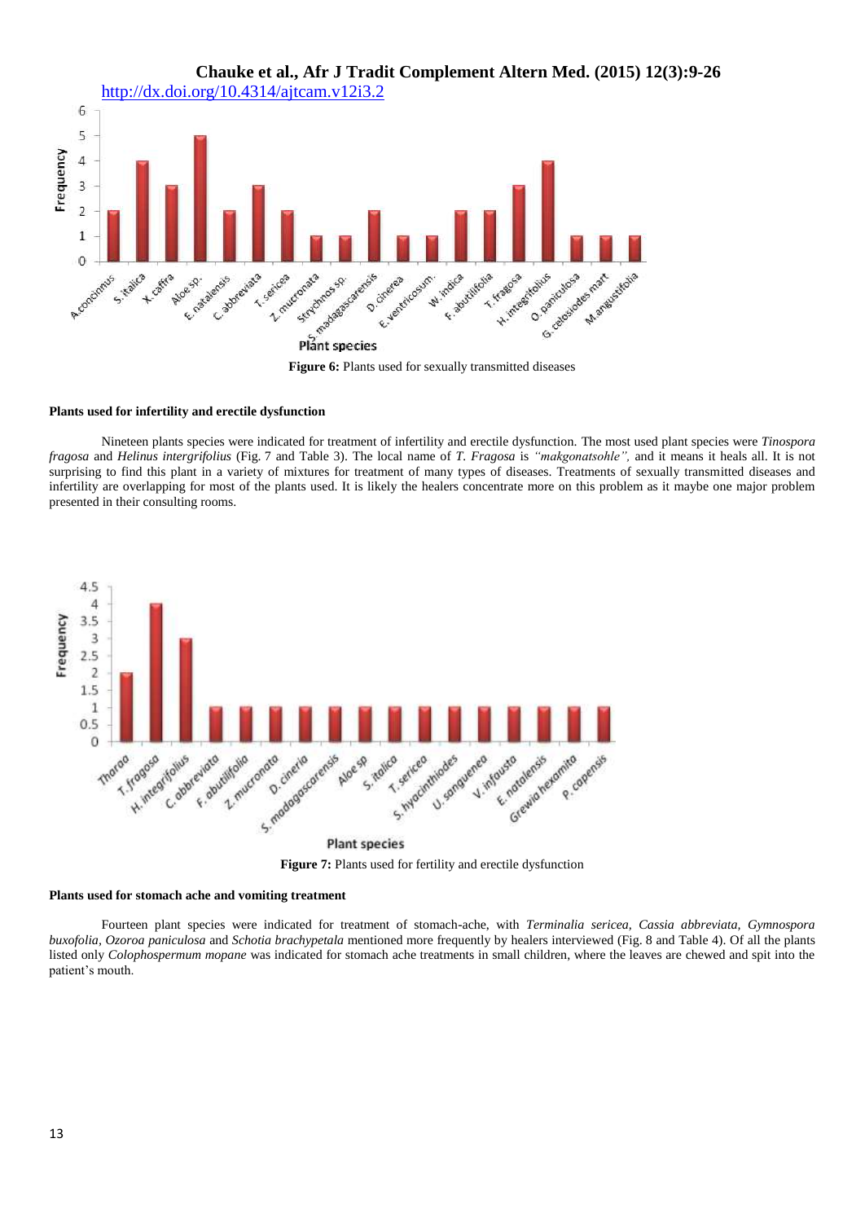Figure 6: Plants used for sexually transmitted diseases

#### Plants used for infertility and erectile dysfunction

Nineteen plants species were indicated for treatment of infertility and erectile dysfunction. The most used plant species were *Tinospora fragosa* and *Helinus intergrifolius* (Fig. 7 and Table 3). The local name of *T. Fragosa* is *"makgonatsohle"*, and it means it heals all. It is not surprising to find this plant in a variety of mixtures for treatment of many types of diseases. Treatments of sexually transmitted diseases and infertility are overlapping for most of the plants used. It is likely the healers concentrate more on this problem as it maybe one major problem presented in their consulting rooms.

**Figure 7:** Plants used for fertility and erectile dysfunction

#### Plants used for stomach ache and vomiting treatment

Fourteen plant species were indicated for treatment of stomach-ache, with *Terminalia sericea, Cassia abbreviata, Gymnospora buxofolia, Ozoroa paniculosa* and *Schotia brachypetala* mentioned more frequently by healers interviewed (Fig. 8 and Table 4). Of all the plants listed only *Colophospermum mopane* was indicated for stomach ache treatments in small children, where the leaves are chewed and spit into the patient's mouth.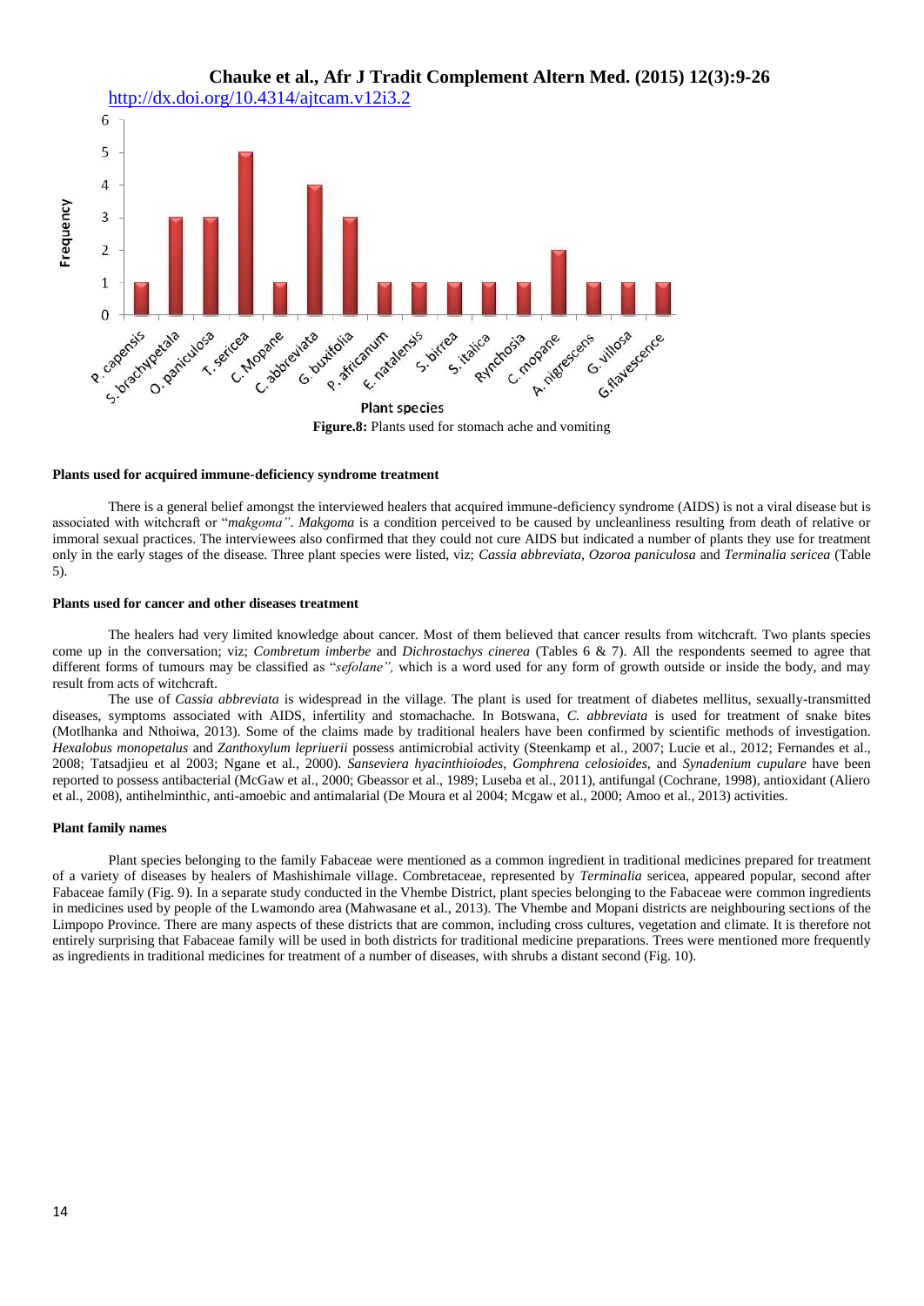Figure.8: Plants used for stomach ache and vomiting

**Plants used for acquired immune-deficiency syndrome treatment**

There is a general belief amongst the interviewed healers that acquired immune-deficiency syndrome (AIDS) is not a viral disease but is associated with witchcraft or "*makgoma"*. *Makgoma* is a condition perceived to be caused by uncleanliness resulting from death of relative or immoral sexual practices. The interviewees also confirmed that they could not cure AIDS but indicated a number of plants they use for treatment only in the early stages of the disease. Three plant species were listed, viz; *Cassia abbreviata*, *Ozoroa paniculosa* and *Terminalia sericea* (Table 5).

**Plants used for cancer and other diseases treatment**

The healers had very limited knowledge about cancer. Most of them believed that cancer results from witchcraft. Two plants species come up in the conversation; viz; *Combretum imberbe* and *Dichrostachys cinerea* (Tables 6 & 7). All the respondents seemed to agree that different forms of tumours may be classified as "*sefolane",* which is a word used for any form of growth outside or inside the body, and may result from acts of witchcraft.

The use of *Cassia abbreviata* is widespread in the village. The plant is used for treatment of diabetes mellitus, sexually-transmitted diseases, symptoms associated with AIDS, infertility and stomachache. In Botswana, *C. abbreviata* is used for treatment of snake bites (Motlhanka and Nthoiwa, 2013). Some of the claims made by traditional healers have been confirmed by scientific methods of investigation. *Hexalobus monopetalus* and *Zanthoxylum lepriuerii* possess antimicrobial activity (Steenkamp et al., 2007; Lucie et al., 2012; Fernandes et al., 2008; Tatsadjieu et al 2003; Ngane et al., 2000). *Sanseviera hyacinthioiodes, Gomphrena celosioides,* and *Synadenium cupulare* have been reported to possess antibacterial (McGaw et al., 2000; Gbeassor et al., 1989; Luseba et al., 2011), antifungal (Cochrane, 1998), antioxidant (Aliero et al., 2008), antihelminthic, anti-amoebic and antimalarial (De Moura et al 2004; Mcgaw et al., 2000; Amoo et al., 2013) activities.

**Plant family names**

Plant species belonging to the family Fabaceae were mentioned as a common ingredient in traditional medicines prepared for treatment of a variety of diseases by healers of Mashishimale village. Combretaceae, represented by *Terminalia* sericea, appeared popular, second after Fabaceae family (Fig. 9). In a separate study conducted in the Vhembe District, plant species belonging to the Fabaceae were common ingredients in medicines used by people of the Lwamondo area (Mahwasane et al., 2013). The Vhembe and Mopani districts are neighbouring sections of the Limpopo Province. There are many aspects of these districts that are common, including cross cultures, vegetation and climate. It is therefore not entirely surprising that Fabaceae family will be used in both districts for traditional medicine preparations. Trees were mentioned more frequently as ingredients in traditional medicines for treatment of a number of diseases, with shrubs a distant second (Fig. 10).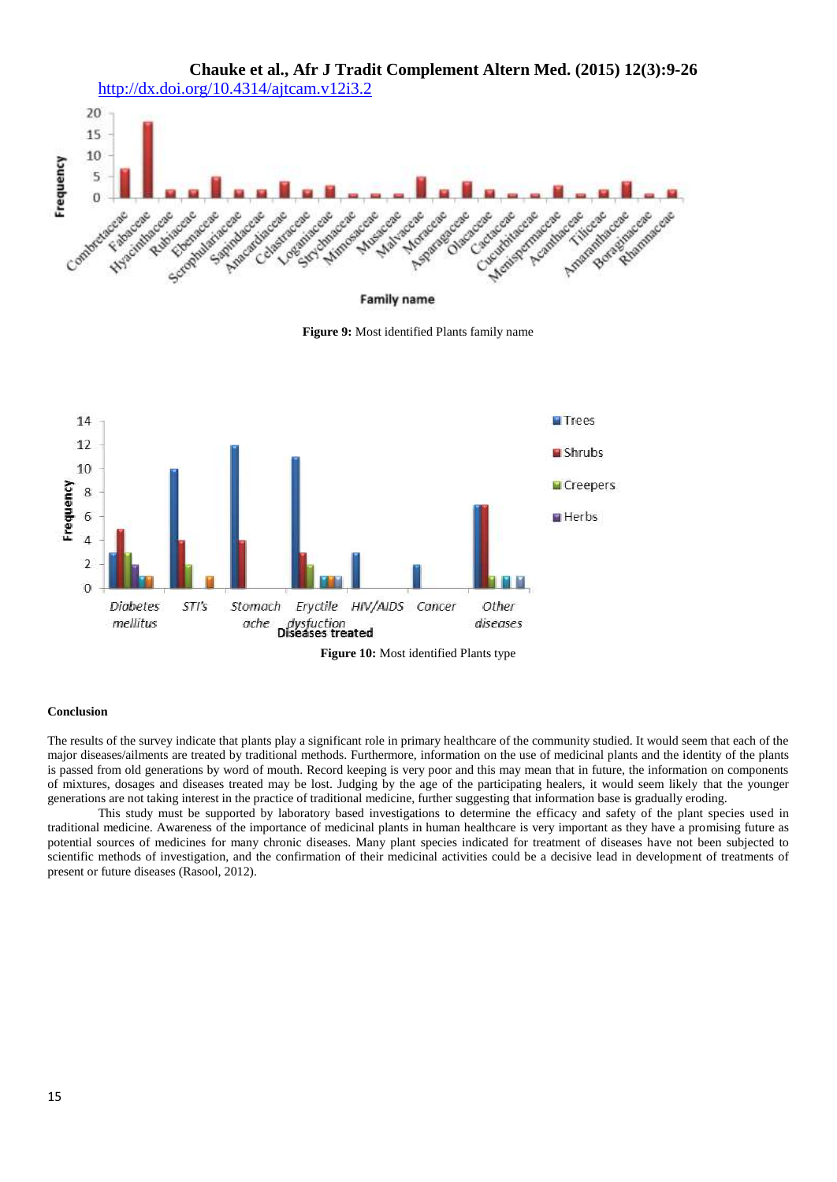Figure 9: Most identified Plants family name

Figure 10: Most identified Plants type

## Conclusion

The results of the survey indicate that plants play a significant role in primary healthcare of the community studied. It would seem that each of the major diseases/ailments are treated by traditional methods. Furthermore, information on the use of medicinal plants and the identity of the plants is passed from old generations by word of mouth. Record keeping is very poor and this may mean that in future, the information on components of mixtures, dosages and diseases treated may be lost. Judging by the age of the participating healers, it would seem likely that the younger generations are not taking interest in the practice of traditional medicine, further suggesting that information base is gradually eroding.

This study must be supported by laboratory based investigations to determine the efficacy and safety of the plant species used in traditional medicine. Awareness of the importance of medicinal plants in human healthcare is very important as they have a promising future as potential sources of medicines for many chronic diseases. Many plant species indicated for treatment of diseases have not been subjected to scientific methods of investigation, and the confirmation of their medicinal activities could be a decisive lead in development of treatments of present or future diseases (Rasool, 2012).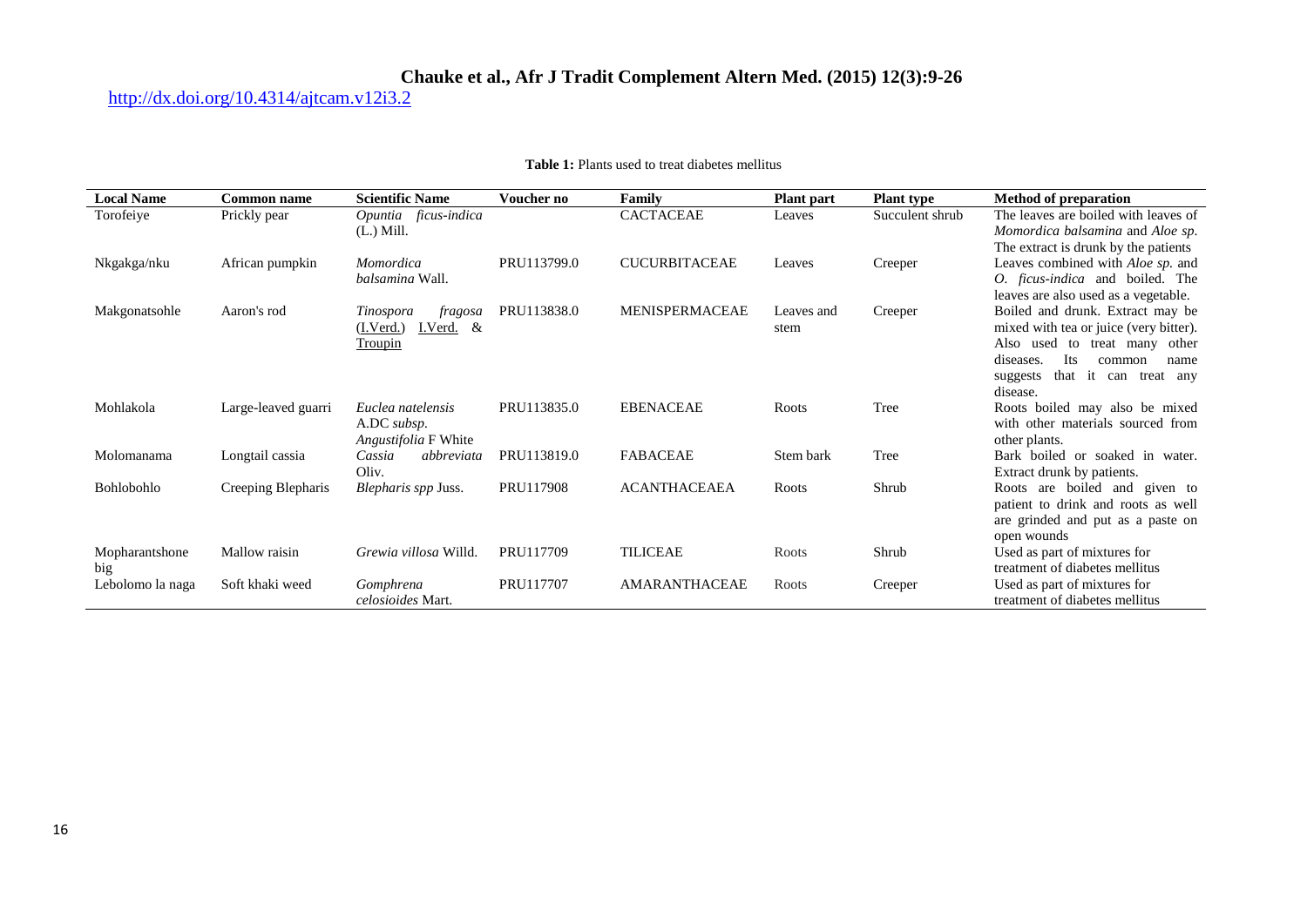**Table 1:** Plants used to treat diabetes mellitus

| Local Name | Common name | Scientific Name | Voucher no | Family | Plant part | Plant type | Method of preparation |
|---|---|---|---|---|---|---|---|
| Torofeiye | Prickly pear | *Opuntia ficus-indica* (L.) Mill. | | CACTACEAE | Leaves | Succulent shrub | The leaves are boiled with leaves of *Momordica balsamina* and *Aloe sp*. The extract is drunk by the patients |
| Nkgakga/nku | African pumpkin | *Momordica balsamina* Wall. | PRU113799.0 | CUCURBITACEAE | Leaves | Creeper | Leaves combined with *Aloe sp.* and *O. ficus-indica* and boiled. The leaves are also used as a vegetable. |
| Makgonatsohle | Aaron's rod | *Tinospora fragosa* (I.Verd.) I.Verd. & Troupin | PRU113838.0 | MENISPERMACEAE | Leaves and stem | Creeper | Boiled and drunk. Extract may be mixed with tea or juice (very bitter). Also used to treat many other diseases. Its common name suggests that it can treat any disease. |
| Mohlakola | Large-leaved guarri | *Euclea natelensis* A.DC *subsp. Angustifolia* F White | PRU113835.0 | EBENACEAE | Roots | Tree | Roots boiled may also be mixed with other materials sourced from other plants. |
| Molomanama | Longtail cassia | *Cassia abbreviata* Oliv. | PRU113819.0 | FABACEAE | Stem bark | Tree | Bark boiled or soaked in water. Extract drunk by patients. |
| Bohlobohlo | Creeping Blepharis | *Blepharis spp* Juss. | PRU117908 | ACANTHACEAEA | Roots | Shrub | Roots are boiled and given to patient to drink and roots as well are grinded and put as a paste on open wounds |
| Mopharantshone big | Mallow raisin | *Grewia villosa* Willd. | PRU117709 | TILICEAE | Roots | Shrub | Used as part of mixtures for treatment of diabetes mellitus |
| Lebolomo la naga | Soft khaki weed | *Gomphrena celosioides* Mart. | PRU117707 | AMARANTHACEAE | Roots | Creeper | Used as part of mixtures for treatment of diabetes mellitus |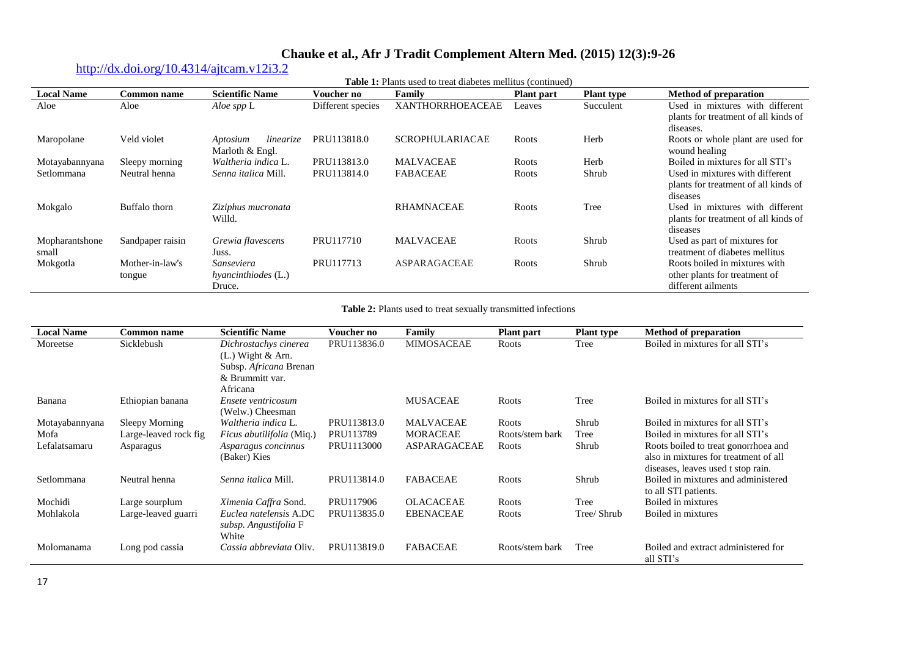**Table 1:** Plants used to treat diabetes mellitus (continued)

| Local Name | Common name | Scientific Name | Voucher no | Family | Plant part | Plant type | Method of preparation |
|---|---|---|---|---|---|---|---|
| Aloe | Aloe | *Aloe spp* L | Different species | XANTHORRHOEACEAE | Leaves | Succulent | Used in mixtures with different plants for treatment of all kinds of diseases. |
| Maropolane | Veld violet | *Aptosium linearize* Marloth & Engl. | PRU113818.0 | SCROPHULARIACAE | Roots | Herb | Roots or whole plant are used for wound healing |
| Motayabannyana | Sleepy morning | *Waltheria indica* L. | PRU113813.0 | MALVACEAE | Roots | Herb | Boiled in mixtures for all STI's |
| Setlommana | Neutral henna | *Senna italica* Mill. | PRU113814.0 | FABACEAE | Roots | Shrub | Used in mixtures with different plants for treatment of all kinds of diseases |
| Mokgalo | Buffalo thorn | *Ziziphus mucronata* Willd. | | RHAMNACEAE | Roots | Tree | Used in mixtures with different plants for treatment of all kinds of diseases |
| Mopharantshone small | Sandpaper raisin | *Grewia flavescens* Juss. | PRU117710 | MALVACEAE | Roots | Shrub | Used as part of mixtures for treatment of diabetes mellitus |
| Mokgotla | Mother-in-law's tongue | *Sanseviera hyancinthiodes* (L.) Druce. | PRU117713 | ASPARAGACEAE | Roots | Shrub | Roots boiled in mixtures with other plants for treatment of different ailments |

**Table 2:** Plants used to treat sexually transmitted infections

| Local Name | Common name | Scientific Name | Voucher no | Family | Plant part | Plant type | Method of preparation |
|---|---|---|---|---|---|---|---|
| Moreetse | Sicklebush | *Dichrostachys cinerea* (L.) Wight & Arn. Subsp. *Africana* Brenan & Brummitt var. Africana | PRU113836.0 | MIMOSACEAE | Roots | Tree | Boiled in mixtures for all STI's |
| Banana | Ethiopian banana | *Ensete ventricosum* (Welw.) Cheesman | | MUSACEAE | Roots | Tree | Boiled in mixtures for all STI's |
| Motayabannyana | Sleepy Morning | *Waltheria indica* L. | PRU113813.0 | MALVACEAE | Roots | Shrub | Boiled in mixtures for all STI's |
| Mofa | Large-leaved rock fig | *Ficus abutilifolia* (Miq.) | PRU113789 | MORACEAE | Roots/stem bark | Tree | Boiled in mixtures for all STI's |
| Lefalatsamaru | Asparagus | *Asparagus concinnus* (Baker) Kies | PRU1113000 | ASPARAGACEAE | Roots | Shrub | Roots boiled to treat gonorrhoea and also in mixtures for treatment of all diseases, leaves used t stop rain. |
| Setlommana | Neutral henna | *Senna italica* Mill. | PRU113814.0 | FABACEAE | Roots | Shrub | Boiled in mixtures and administered to all STI patients. |
| Mochidi | Large sourplum | *Ximenia Caffra* Sond. | PRU117906 | OLACACEAE | Roots | Tree | Boiled in mixtures |
| Mohlakola | Large-leaved guarri | *Euclea natelensis* A.DC *subsp. Angustifolia* F White | PRU113835.0 | EBENACEAE | Roots | Tree/ Shrub | Boiled in mixtures |
| Molomanama | Long pod cassia | *Cassia abbreviata* Oliv. | PRU113819.0 | FABACEAE | Roots/stem bark | Tree | Boiled and extract administered for all STI's |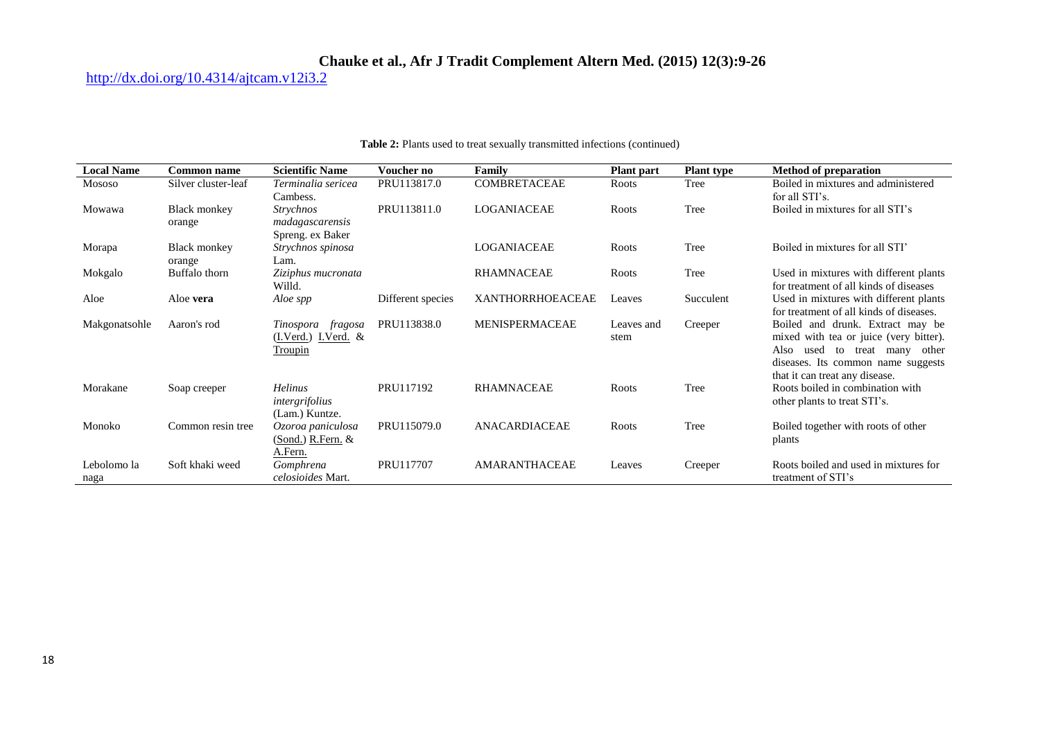**Table 2:** Plants used to treat sexually transmitted infections (continued)

| Local Name | Common name | Scientific Name | Voucher no | Family | Plant part | Plant type | Method of preparation |
|---|---|---|---|---|---|---|---|
| Mososo | Silver cluster-leaf | *Terminalia sericea* Cambess. | PRU113817.0 | COMBRETACEAE | Roots | Tree | Boiled in mixtures and administered for all STI's. |
| Mowawa | Black monkey orange | *Strychnos madagascarensis* Spreng. ex Baker | PRU113811.0 | LOGANIACEAE | Roots | Tree | Boiled in mixtures for all STI's |
| Morapa | Black monkey orange | *Strychnos spinosa* Lam. | | LOGANIACEAE | Roots | Tree | Boiled in mixtures for all STI' |
| Mokgalo | Buffalo thorn | *Ziziphus mucronata* Willd. | | RHAMNACEAE | Roots | Tree | Used in mixtures with different plants for treatment of all kinds of diseases |
| Aloe | Aloe **vera** | *Aloe spp* | Different species | XANTHORRHOEACEAE | Leaves | Succulent | Used in mixtures with different plants for treatment of all kinds of diseases. |
| Makgonatsohle | Aaron's rod | *Tinospora fragosa* (I.Verd.) I.Verd. & Troupin | PRU113838.0 | MENISPERMACEAE | Leaves and stem | Creeper | Boiled and drunk. Extract may be mixed with tea or juice (very bitter). Also used to treat many other diseases. Its common name suggests that it can treat any disease. |
| Morakane | Soap creeper | *Helinus intergrifolius* (Lam.) Kuntze. | PRU117192 | RHAMNACEAE | Roots | Tree | Roots boiled in combination with other plants to treat STI's. |
| Monoko | Common resin tree | *Ozoroa paniculosa* (Sond.) R.Fern. & A.Fern. | PRU115079.0 | ANACARDIACEAE | Roots | Tree | Boiled together with roots of other plants |
| Lebolomo la naga | Soft khaki weed | *Gomphrena celosioides* Mart. | PRU117707 | AMARANTHACEAE | Leaves | Creeper | Roots boiled and used in mixtures for treatment of STI's |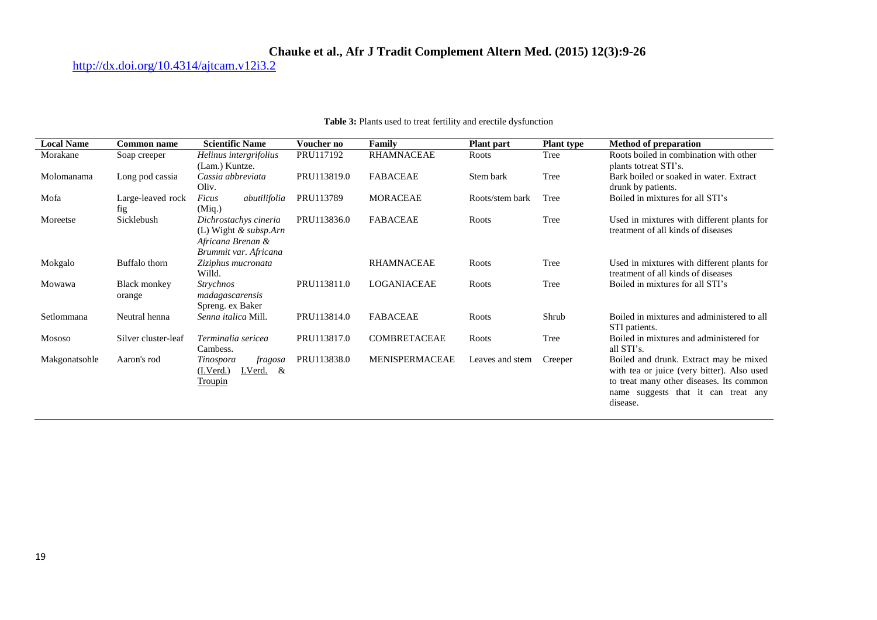**Table 3:** Plants used to treat fertility and erectile dysfunction

| Local Name | Common name | Scientific Name | Voucher no | Family | Plant part | Plant type | Method of preparation |
|---|---|---|---|---|---|---|---|
| Morakane | Soap creeper | *Helinus intergrifolius* (Lam.) Kuntze. | PRU117192 | RHAMNACEAE | Roots | Tree | Roots boiled in combination with other plants totreat STI's. |
| Molomanama | Long pod cassia | *Cassia abbreviata* Oliv. | PRU113819.0 | FABACEAE | Stem bark | Tree | Bark boiled or soaked in water. Extract drunk by patients. |
| Mofa | Large-leaved rock fig | *Ficus abutilifolia* (Miq.) | PRU113789 | MORACEAE | Roots/stem bark | Tree | Boiled in mixtures for all STI's |
| Moreetse | Sicklebush | *Dichrostachys cineria* (L) Wight *& subsp.Arn Africana Brenan & Brummit var. Africana* | PRU113836.0 | FABACEAE | Roots | Tree | Used in mixtures with different plants for treatment of all kinds of diseases |
| Mokgalo | Buffalo thorn | *Ziziphus mucronata* Willd. | | RHAMNACEAE | Roots | Tree | Used in mixtures with different plants for treatment of all kinds of diseases |
| Mowawa | Black monkey orange | *Strychnos madagascarensis* Spreng. ex Baker | PRU113811.0 | LOGANIACEAE | Roots | Tree | Boiled in mixtures for all STI's |
| Setlommana | Neutral henna | *Senna italica* Mill. | PRU113814.0 | FABACEAE | Roots | Shrub | Boiled in mixtures and administered to all STI patients. |
| Mososo | Silver cluster-leaf | *Terminalia sericea* Cambess. | PRU113817.0 | COMBRETACEAE | Roots | Tree | Boiled in mixtures and administered for all STI's. |
| Makgonatsohle | Aaron's rod | *Tinospora fragosa* (I.Verd.) I.Verd. & Troupin | PRU113838.0 | MENISPERMACEAE | Leaves and stem | Creeper | Boiled and drunk. Extract may be mixed with tea or juice (very bitter). Also used to treat many other diseases. Its common name suggests that it can treat any disease. |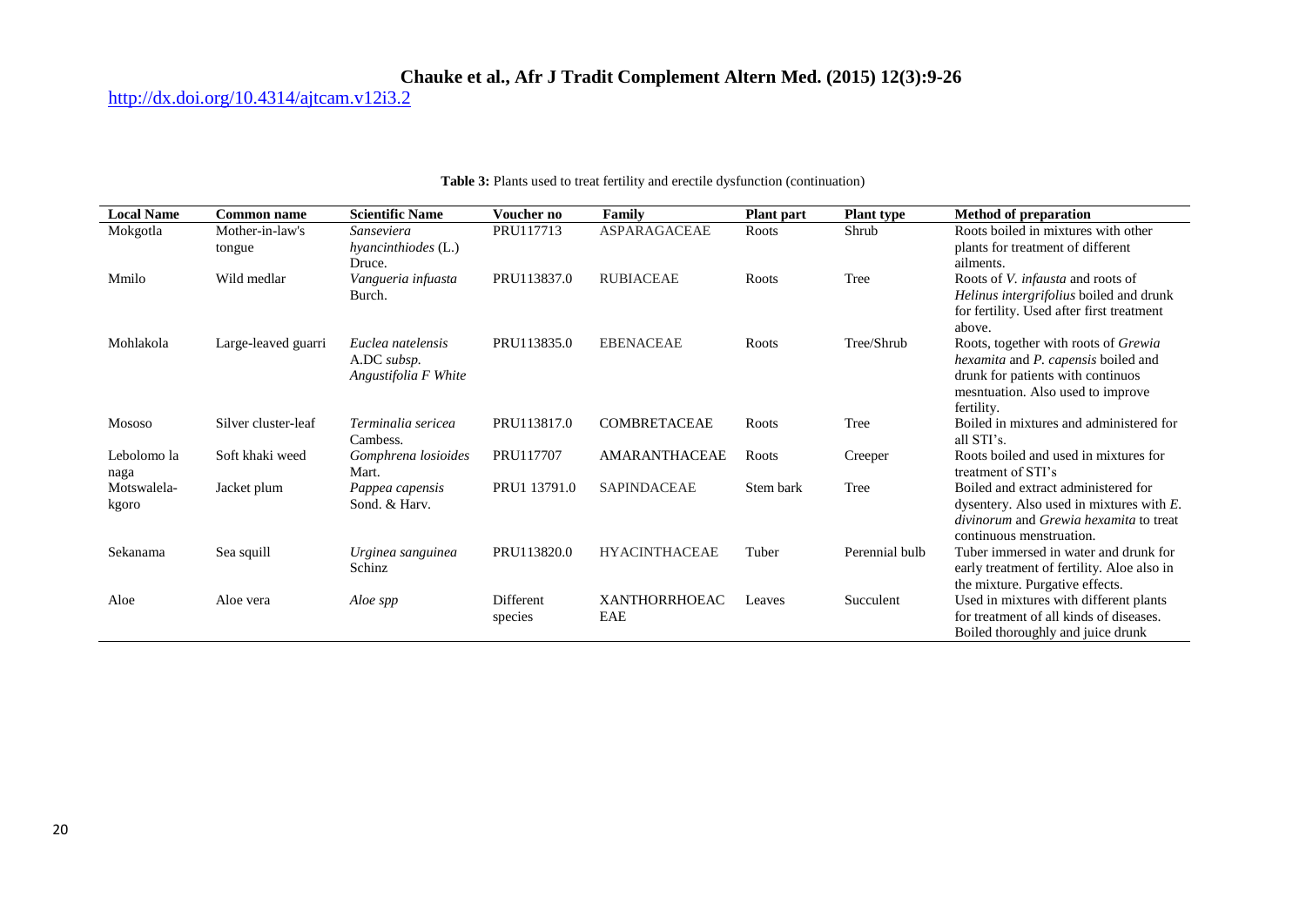**Table 3:** Plants used to treat fertility and erectile dysfunction (continuation)

| Local Name | Common name | Scientific Name | Voucher no | Family | Plant part | Plant type | Method of preparation |
|---|---|---|---|---|---|---|---|
| Mokgotla | Mother-in-law's tongue | *Sanseviera hyancinthiodes* (L.) Druce. | PRU117713 | ASPARAGACEAE | Roots | Shrub | Roots boiled in mixtures with other plants for treatment of different ailments. |
| Mmilo | Wild medlar | *Vangueria infuasta* Burch. | PRU113837.0 | RUBIACEAE | Roots | Tree | Roots of *V. infausta* and roots of *Helinus intergrifolius* boiled and drunk for fertility. Used after first treatment above. |
| Mohlakola | Large-leaved guarri | *Euclea natelensis* A.DC *subsp. Angustifolia F White* | PRU113835.0 | EBENACEAE | Roots | Tree/Shrub | Roots, together with roots of *Grewia hexamita* and *P. capensis* boiled and drunk for patients with continuos mesntuation. Also used to improve fertility. |
| Mososo | Silver cluster-leaf | *Terminalia sericea* Cambess. | PRU113817.0 | COMBRETACEAE | Roots | Tree | Boiled in mixtures and administered for all STI's. |
| Lebolomo la naga | Soft khaki weed | *Gomphrena losioides* Mart. | PRU117707 | AMARANTHACEAE | Roots | Creeper | Roots boiled and used in mixtures for treatment of STI's |
| Motswalela-kgoro | Jacket plum | *Pappea capensis* Sond. & Harv. | PRU1 13791.0 | SAPINDACEAE | Stem bark | Tree | Boiled and extract administered for dysentery. Also used in mixtures with *E. divinorum* and *Grewia hexamita* to treat continuous menstruation. |
| Sekanama | Sea squill | *Urginea sanguinea* Schinz | PRU113820.0 | HYACINTHACEAE | Tuber | Perennial bulb | Tuber immersed in water and drunk for early treatment of fertility. Aloe also in the mixture. Purgative effects. |
| Aloe | Aloe vera | *Aloe spp* | Different species | XANTHORRHOEACEAE | Leaves | Succulent | Used in mixtures with different plants for treatment of all kinds of diseases. Boiled thoroughly and juice drunk |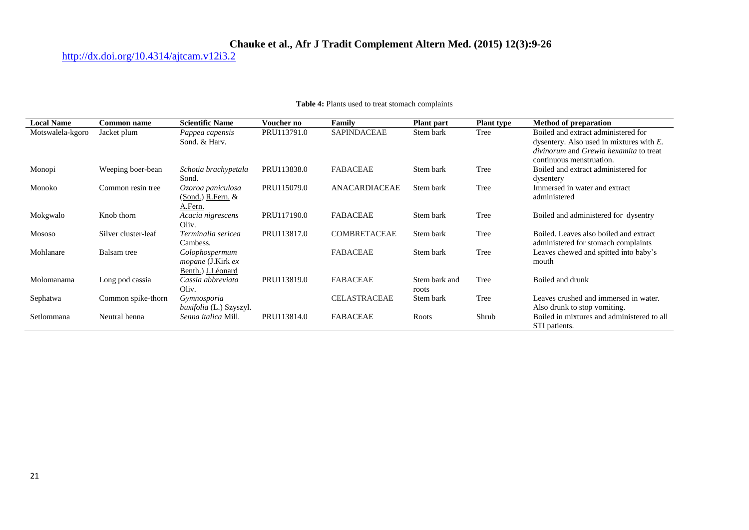**Table 4:** Plants used to treat stomach complaints

| Local Name | Common name | Scientific Name | Voucher no | Family | Plant part | Plant type | Method of preparation |
|---|---|---|---|---|---|---|---|
| Motswalela-kgoro | Jacket plum | *Pappea capensis* Sond. & Harv. | PRU113791.0 | SAPINDACEAE | Stem bark | Tree | Boiled and extract administered for dysentery. Also used in mixtures with *E. divinorum* and *Grewia hexamita* to treat continuous menstruation. |
| Monopi | Weeping boer-bean | *Schotia brachypetala* Sond. | PRU113838.0 | FABACEAE | Stem bark | Tree | Boiled and extract administered for dysentery |
| Monoko | Common resin tree | *Ozoroa paniculosa* (Sond.) R.Fern. & A.Fern. | PRU115079.0 | ANACARDIACEAE | Stem bark | Tree | Immersed in water and extract administered |
| Mokgwalo | Knob thorn | *Acacia nigrescens* Oliv. | PRU117190.0 | FABACEAE | Stem bark | Tree | Boiled and administered for dysentry |
| Mososo | Silver cluster-leaf | *Terminalia sericea* Cambess. | PRU113817.0 | COMBRETACEAE | Stem bark | Tree | Boiled. Leaves also boiled and extract administered for stomach complaints |
| Mohlanare | Balsam tree | *Colophospermum mopane* (J.Kirk *ex* Benth.) J.Léonard | | FABACEAE | Stem bark | Tree | Leaves chewed and spitted into baby's mouth |
| Molomanama | Long pod cassia | *Cassia abbreviata* Oliv. | PRU113819.0 | FABACEAE | Stem bark and roots | Tree | Boiled and drunk |
| Sephatwa | Common spike-thorn | *Gymnosporia buxifolia* (L.) Szyszyl. | | CELASTRACEAE | Stem bark | Tree | Leaves crushed and immersed in water. Also drunk to stop vomiting. |
| Setlommana | Neutral henna | *Senna italica* Mill. | PRU113814.0 | FABACEAE | Roots | Shrub | Boiled in mixtures and administered to all STI patients. |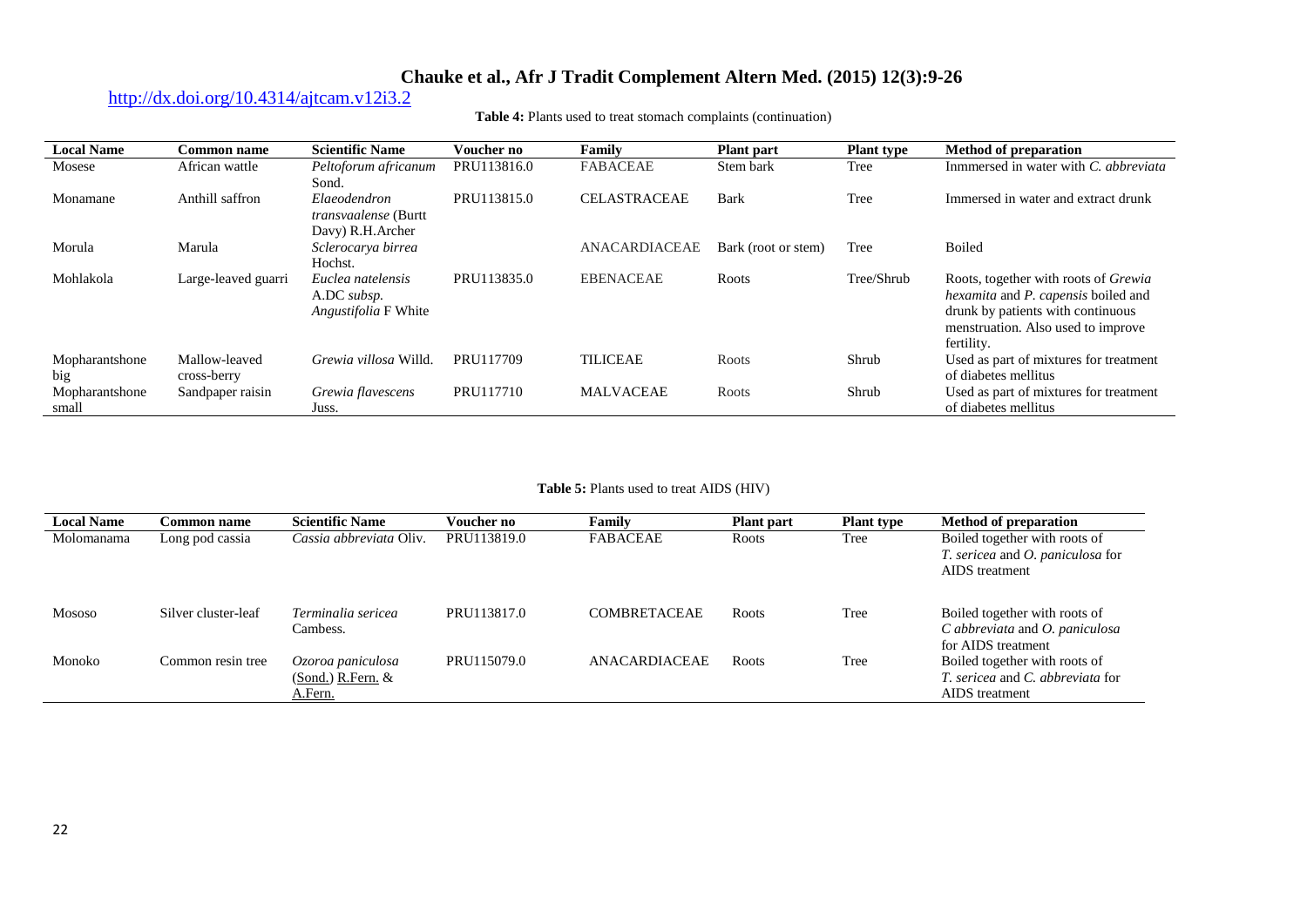**Table 4:** Plants used to treat stomach complaints (continuation)

| Local Name | Common name | Scientific Name | Voucher no | Family | Plant part | Plant type | Method of preparation |
|---|---|---|---|---|---|---|---|
| Mosese | African wattle | *Peltoforum africanum* Sond. | PRU113816.0 | FABACEAE | Stem bark | Tree | Inmmersed in water with *C. abbreviata* |
| Monamane | Anthill saffron | *Elaeodendron transvaalense* (Burtt Davy) R.H.Archer | PRU113815.0 | CELASTRACEAE | Bark | Tree | Immersed in water and extract drunk |
| Morula | Marula | *Sclerocarya birrea* Hochst. | | ANACARDIACEAE | Bark (root or stem) | Tree | Boiled |
| Mohlakola | Large-leaved guarri | *Euclea natelensis* A.DC *subsp. Angustifolia* F White | PRU113835.0 | EBENACEAE | Roots | Tree/Shrub | Roots, together with roots of *Grewia hexamita* and *P. capensis* boiled and drunk by patients with continuous menstruation. Also used to improve fertility. |
| Mopharantshone big | Mallow-leaved cross-berry | *Grewia villosa* Willd. | PRU117709 | TILICEAE | Roots | Shrub | Used as part of mixtures for treatment of diabetes mellitus |
| Mopharantshone small | Sandpaper raisin | *Grewia flavescens* Juss. | PRU117710 | MALVACEAE | Roots | Shrub | Used as part of mixtures for treatment of diabetes mellitus |

**Table 5:** Plants used to treat AIDS (HIV)

| Local Name | Common name | Scientific Name | Voucher no | Family | Plant part | Plant type | Method of preparation |
|---|---|---|---|---|---|---|---|
| Molomanama | Long pod cassia | *Cassia abbreviata* Oliv. | PRU113819.0 | FABACEAE | Roots | Tree | Boiled together with roots of *T. sericea* and *O. paniculosa* for AIDS treatment |
| Mososo | Silver cluster-leaf | *Terminalia sericea* Cambess. | PRU113817.0 | COMBRETACEAE | Roots | Tree | Boiled together with roots of *C abbreviata* and *O. paniculosa* for AIDS treatment |
| Monoko | Common resin tree | *Ozoroa paniculosa* (Sond.) R.Fern. & A.Fern. | PRU115079.0 | ANACARDIACEAE | Roots | Tree | Boiled together with roots of *T. sericea* and *C. abbreviata* for AIDS treatment |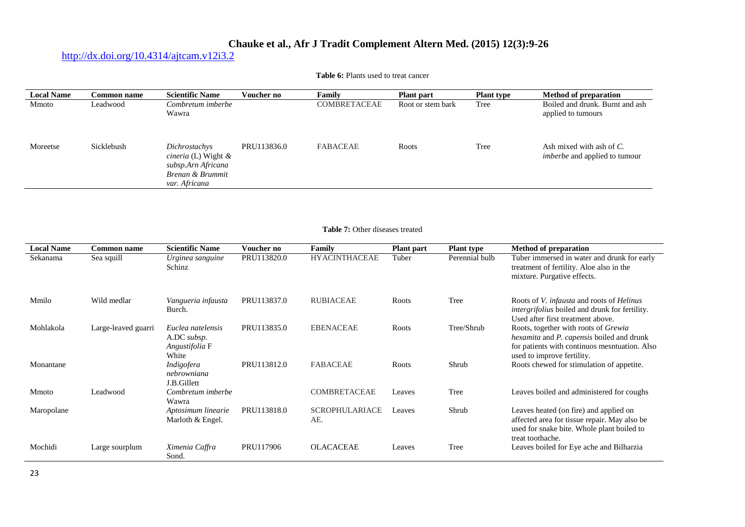**Table 6:** Plants used to treat cancer

| Local Name | Common name | Scientific Name | Voucher no | Family | Plant part | Plant type | Method of preparation |
|---|---|---|---|---|---|---|---|
| Mmoto | Leadwood | *Combretum imberbe* Wawra | | COMBRETACEAE | Root or stem bark | Tree | Boiled and drunk. Burnt and ash applied to tumours |
| Moreetse | Sicklebush | *Dichrostachys cineria* (L) Wight & *subsp.Arn Africana* *Brenan & Brummit var. Africana* | PRU113836.0 | FABACEAE | Roots | Tree | Ash mixed with ash of *C. imberbe* and applied to tumour |

**Table 7:** Other diseases treated

| Local Name | Common name | Scientific Name | Voucher no | Family | Plant part | Plant type | Method of preparation |
|---|---|---|---|---|---|---|---|
| Sekanama | Sea squill | *Urginea sanguine* Schinz | PRU113820.0 | HYACINTHACEAE | Tuber | Perennial bulb | Tuber immersed in water and drunk for early treatment of fertility. Aloe also in the mixture. Purgative effects. |
| Mmilo | Wild medlar | *Vangueria infausta* Burch. | PRU113837.0 | RUBIACEAE | Roots | Tree | Roots of *V. infausta* and roots of *Helinus intergrifolius* boiled and drunk for fertility. Used after first treatment above. |
| Mohlakola | Large-leaved guarri | *Euclea natelensis* A.DC *subsp. Angustifolia* F White | PRU113835.0 | EBENACEAE | Roots | Tree/Shrub | Roots, together with roots of *Grewia hexamita* and *P. capensis* boiled and drunk for patients with continuos mesntuation. Also used to improve fertility. |
| Monantane | | *Indigofera nebrowniana* J.B.Gillett | PRU113812.0 | FABACEAE | Roots | Shrub | Roots chewed for stimulation of appetite. |
| Mmoto | Leadwood | *Combretum imberbe* Wawra | | COMBRETACEAE | Leaves | Tree | Leaves boiled and administered for coughs |
| Maropolane | | *Aptosimum linearie* Marloth & Engel. | PRU113818.0 | SCROPHULARIACEAE. | Leaves | Shrub | Leaves heated (on fire) and applied on affected area for tissue repair. May also be used for snake bite. Whole plant boiled to treat toothache. |
| Mochidi | Large sourplum | *Ximenia Caffra* Sond. | PRU117906 | OLACACEAE | Leaves | Tree | Leaves boiled for Eye ache and Bilharzia |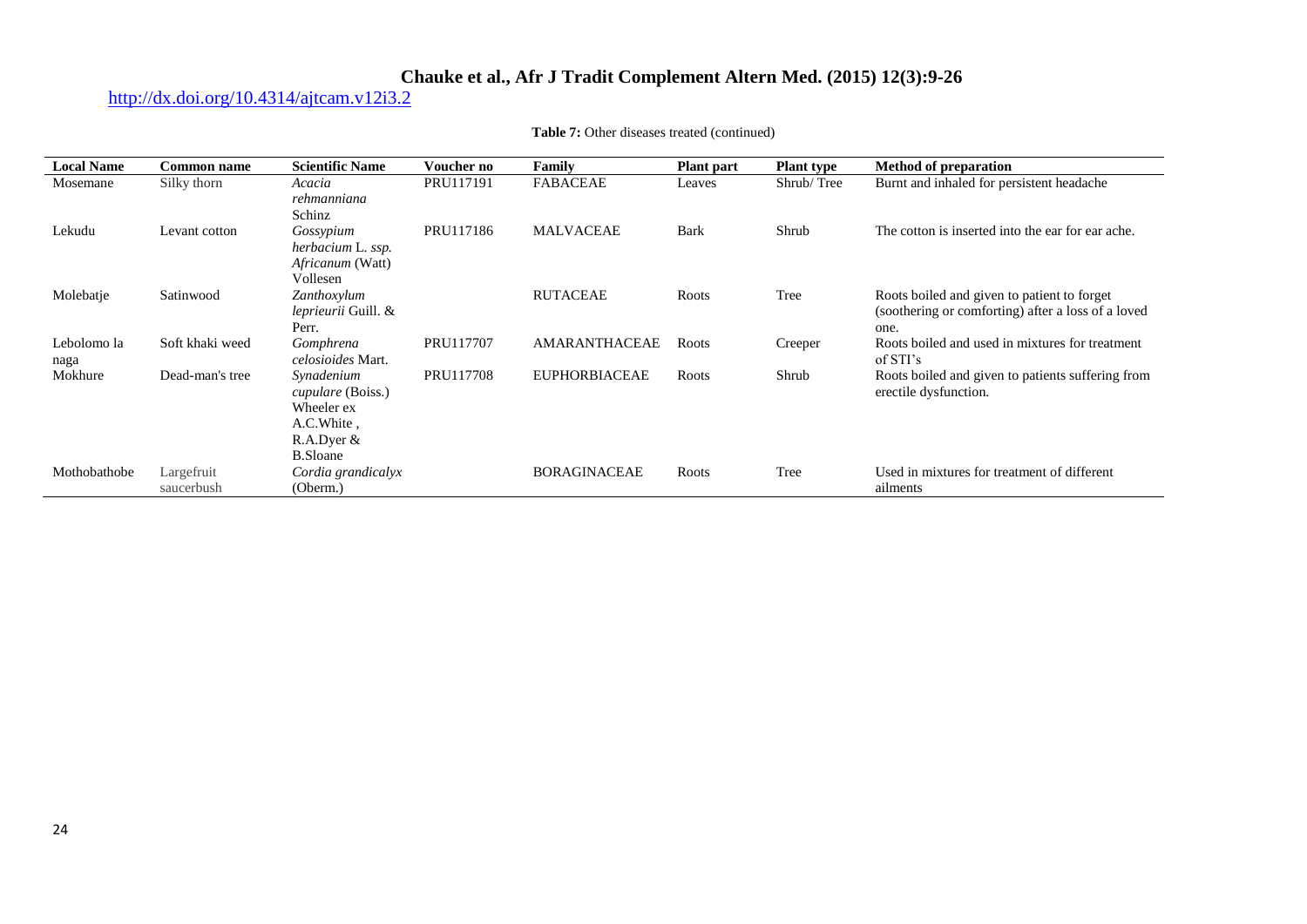**Table 7:** Other diseases treated (continued)

| Local Name | Common name | Scientific Name | Voucher no | Family | Plant part | Plant type | Method of preparation |
|---|---|---|---|---|---|---|---|
| Mosemane | Silky thorn | *Acacia rehmanniana* Schinz | PRU117191 | FABACEAE | Leaves | Shrub/ Tree | Burnt and inhaled for persistent headache |
| Lekudu | Levant cotton | *Gossypium herbacium* L. *ssp. Africanum* (Watt) Vollesen | PRU117186 | MALVACEAE | Bark | Shrub | The cotton is inserted into the ear for ear ache. |
| Molebatje | Satinwood | *Zanthoxylum leprieurii* Guill. & Perr. | | RUTACEAE | Roots | Tree | Roots boiled and given to patient to forget (soothering or comforting) after a loss of a loved one. |
| Lebolomo la naga | Soft khaki weed | *Gomphrena celosioides* Mart. | PRU117707 | AMARANTHACEAE | Roots | Creeper | Roots boiled and used in mixtures for treatment of STI's |
| Mokhure | Dead-man's tree | *Synadenium cupulare* (Boiss.) Wheeler ex A.C.White , R.A.Dyer & B.Sloane | PRU117708 | EUPHORBIACEAE | Roots | Shrub | Roots boiled and given to patients suffering from erectile dysfunction. |
| Mothobathobe | Largefruit saucerbush | *Cordia grandicalyx* (Oberm.) | | BORAGINACEAE | Roots | Tree | Used in mixtures for treatment of different ailments |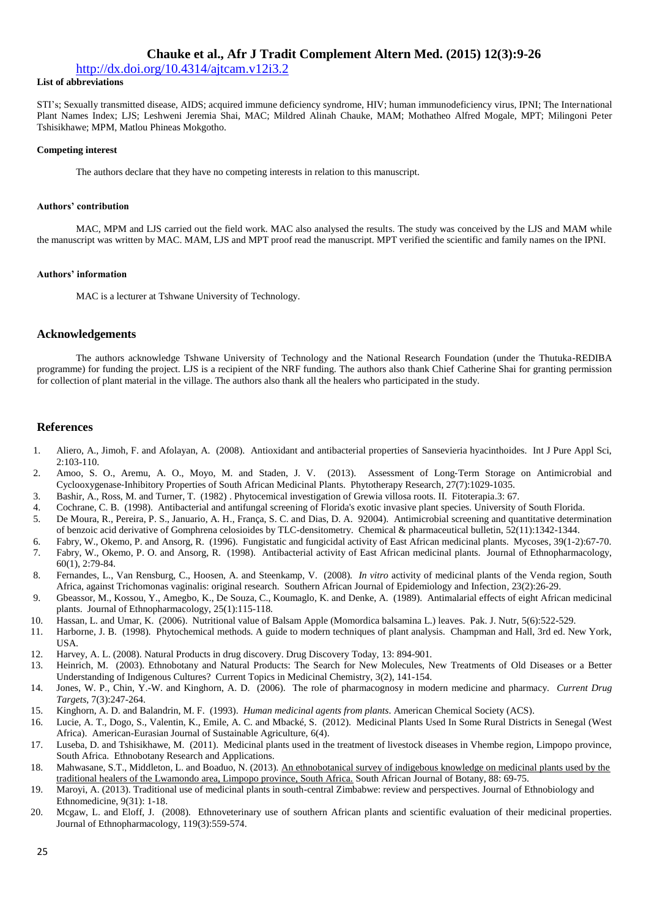**List of abbreviations**

STI's; Sexually transmitted disease, AIDS; acquired immune deficiency syndrome, HIV; human immunodeficiency virus, IPNI; The International Plant Names Index; LJS; Leshweni Jeremia Shai, MAC; Mildred Alinah Chauke, MAM; Mothatheo Alfred Mogale, MPT; Milingoni Peter Tshisikhawe; MPM, Matlou Phineas Mokgotho.

**Competing interest**

The authors declare that they have no competing interests in relation to this manuscript.

**Authors' contribution**

MAC, MPM and LJS carried out the field work. MAC also analysed the results. The study was conceived by the LJS and MAM while the manuscript was written by MAC. MAM, LJS and MPT proof read the manuscript. MPT verified the scientific and family names on the IPNI.

**Authors' information**

MAC is a lecturer at Tshwane University of Technology.

## Acknowledgements

The authors acknowledge Tshwane University of Technology and the National Research Foundation (under the Thutuka-REDIBA programme) for funding the project. LJS is a recipient of the NRF funding. The authors also thank Chief Catherine Shai for granting permission for collection of plant material in the village. The authors also thank all the healers who participated in the study.

## References

1. Aliero, A., Jimoh, F. and Afolayan, A. (2008). Antioxidant and antibacterial properties of Sansevieria hyacinthoides. Int J Pure Appl Sci, 2:103-110.
2. Amoo, S. O., Aremu, A. O., Moyo, M. and Staden, J. V. (2013). Assessment of Long-Term Storage on Antimicrobial and Cyclooxygenase-Inhibitory Properties of South African Medicinal Plants. Phytotherapy Research, 27(7):1029-1035.
3. Bashir, A., Ross, M. and Turner, T. (1982) . Phytocemical investigation of Grewia villosa roots. II. Fitoterapia.3: 67.
4. Cochrane, C. B. (1998). Antibacterial and antifungal screening of Florida's exotic invasive plant species. University of South Florida.
5. De Moura, R., Pereira, P. S., Januario, A. H., França, S. C. and Dias, D. A. 92004). Antimicrobial screening and quantitative determination of benzoic acid derivative of Gomphrena celosioides by TLC-densitometry. Chemical & pharmaceutical bulletin, 52(11):1342-1344.
6. Fabry, W., Okemo, P. and Ansorg, R. (1996). Fungistatic and fungicidal activity of East African medicinal plants. Mycoses, 39(1-2):67-70.
7. Fabry, W., Okemo, P. O. and Ansorg, R. (1998). Antibacterial activity of East African medicinal plants. Journal of Ethnopharmacology, 60(1), 2:79-84.
8. Fernandes, L., Van Rensburg, C., Hoosen, A. and Steenkamp, V. (2008). *In vitro* activity of medicinal plants of the Venda region, South Africa, against Trichomonas vaginalis: original research. Southern African Journal of Epidemiology and Infection, 23(2):26-29.
9. Gbeassor, M., Kossou, Y., Amegbo, K., De Souza, C., Koumaglo, K. and Denke, A. (1989). Antimalarial effects of eight African medicinal plants. Journal of Ethnopharmacology, 25(1):115-118.
10. Hassan, L. and Umar, K. (2006). Nutritional value of Balsam Apple (Momordica balsamina L.) leaves. Pak. J. Nutr, 5(6):522-529.
11. Harborne, J. B. (1998). Phytochemical methods. A guide to modern techniques of plant analysis. Champman and Hall, 3rd ed. New York, USA.
12. Harvey, A. L. (2008). Natural Products in drug discovery. Drug Discovery Today, 13: 894-901.
13. Heinrich, M. (2003). Ethnobotany and Natural Products: The Search for New Molecules, New Treatments of Old Diseases or a Better Understanding of Indigenous Cultures? Current Topics in Medicinal Chemistry, 3(2), 141-154.
14. Jones, W. P., Chin, Y.-W. and Kinghorn, A. D. (2006). The role of pharmacognosy in modern medicine and pharmacy. *Current Drug Targets*, 7(3):247-264.
15. Kinghorn, A. D. and Balandrin, M. F. (1993). *Human medicinal agents from plants*. American Chemical Society (ACS).
16. Lucie, A. T., Dogo, S., Valentin, K., Emile, A. C. and Mbacké, S. (2012). Medicinal Plants Used In Some Rural Districts in Senegal (West Africa). American-Eurasian Journal of Sustainable Agriculture, 6(4).
17. Luseba, D. and Tshisikhawe, M. (2011). Medicinal plants used in the treatment of livestock diseases in Vhembe region, Limpopo province, South Africa. Ethnobotany Research and Applications.
18. Mahwasane, S.T., Middleton, L. and Boaduo, N. (2013). An ethnobotanical survey of indigebous knowledge on medicinal plants used by the traditional healers of the Lwamondo area, Limpopo province, South Africa. South African Journal of Botany, 88: 69-75.
19. Maroyi, A. (2013). Traditional use of medicinal plants in south-central Zimbabwe: review and perspectives. Journal of Ethnobiology and Ethnomedicine, 9(31): 1-18.
20. Mcgaw, L. and Eloff, J. (2008). Ethnoveterinary use of southern African plants and scientific evaluation of their medicinal properties. Journal of Ethnopharmacology, 119(3):559-574.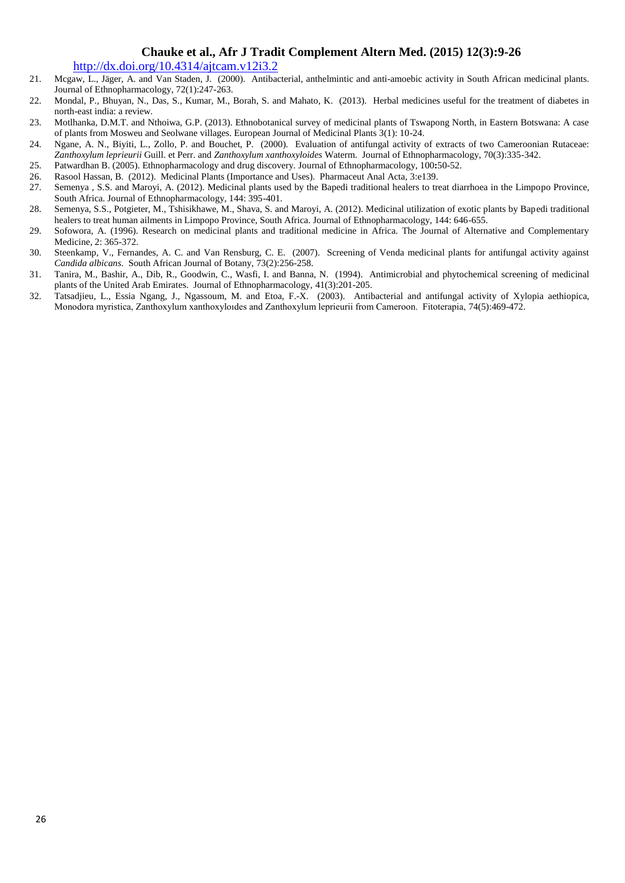21. Mcgaw, L., Jäger, A. and Van Staden, J. (2000). Antibacterial, anthelmintic and anti-amoebic activity in South African medicinal plants. Journal of Ethnopharmacology, 72(1):247-263.
22. Mondal, P., Bhuyan, N., Das, S., Kumar, M., Borah, S. and Mahato, K. (2013). Herbal medicines useful for the treatment of diabetes in north-east india: a review.
23. Motlhanka, D.M.T. and Nthoiwa, G.P. (2013). Ethnobotanical survey of medicinal plants of Tswapong North, in Eastern Botswana: A case of plants from Mosweu and Seolwane villages. European Journal of Medicinal Plants 3(1): 10-24.
24. Ngane, A. N., Biyiti, L., Zollo, P. and Bouchet, P. (2000). Evaluation of antifungal activity of extracts of two Cameroonian Rutaceae: *Zanthoxylum leprieurii* Guill. et Perr. and *Zanthoxylum xanthoxyloides* Waterm. Journal of Ethnopharmacology, 70(3):335-342.
25. Patwardhan B. (2005). Ethnopharmacology and drug discovery. Journal of Ethnopharmacology, 100**:**50-52.
26. Rasool Hassan, B. (2012). Medicinal Plants (Importance and Uses). Pharmaceut Anal Acta, 3:e139.
27. Semenya , S.S. and Maroyi, A. (2012). Medicinal plants used by the Bapedi traditional healers to treat diarrhoea in the Limpopo Province, South Africa. Journal of Ethnopharmacology, 144: 395-401.
28. Semenya, S.S., Potgieter, M., Tshisikhawe, M., Shava, S. and Maroyi, A. (2012). Medicinal utilization of exotic plants by Bapedi traditional healers to treat human ailments in Limpopo Province, South Africa. Journal of Ethnopharmacology, 144: 646-655.
29. Sofowora, A. (1996). Research on medicinal plants and traditional medicine in Africa. The Journal of Alternative and Complementary Medicine, 2: 365-372.
30. Steenkamp, V., Fernandes, A. C. and Van Rensburg, C. E. (2007). Screening of Venda medicinal plants for antifungal activity against *Candida albicans*. South African Journal of Botany, 73(2):256-258.
31. Tanira, M., Bashir, A., Dib, R., Goodwin, C., Wasfi, I. and Banna, N. (1994). Antimicrobial and phytochemical screening of medicinal plants of the United Arab Emirates. Journal of Ethnopharmacology, 41(3):201-205.
32. Tatsadjieu, L., Essia Ngang, J., Ngassoum, M. and Etoa, F.-X. (2003). Antibacterial and antifungal activity of Xylopia aethiopica, Monodora myristica, Zanthoxylum xanthoxyloides and Zanthoxylum leprieurii from Cameroon. Fitoterapia, 74(5):469-472.